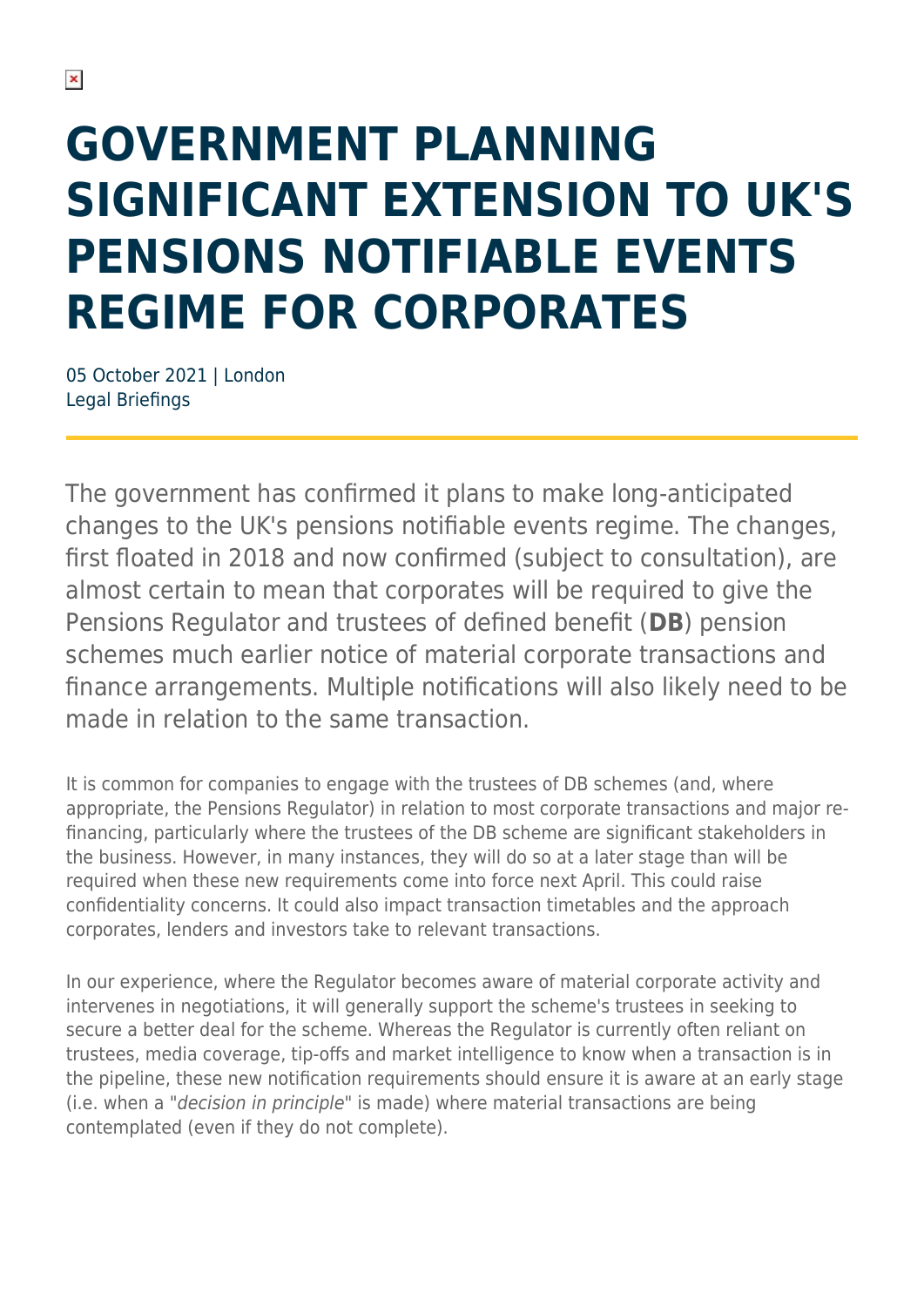# GOVERNMENT PLANNING SIGNIFICANT EXTENSION TO UK'S PENSIONS NOTIFIABLE EVENTS REGIME FOR CORPORATES

05 October 2021 | London
Legal Briefings

The government has confirmed it plans to make long-anticipated changes to the UK's pensions notifiable events regime. The changes, first floated in 2018 and now confirmed (subject to consultation), are almost certain to mean that corporates will be required to give the Pensions Regulator and trustees of defined benefit (**DB**) pension schemes much earlier notice of material corporate transactions and finance arrangements. Multiple notifications will also likely need to be made in relation to the same transaction.

It is common for companies to engage with the trustees of DB schemes (and, where appropriate, the Pensions Regulator) in relation to most corporate transactions and major re-financing, particularly where the trustees of the DB scheme are significant stakeholders in the business. However, in many instances, they will do so at a later stage than will be required when these new requirements come into force next April. This could raise confidentiality concerns. It could also impact transaction timetables and the approach corporates, lenders and investors take to relevant transactions.

In our experience, where the Regulator becomes aware of material corporate activity and intervenes in negotiations, it will generally support the scheme's trustees in seeking to secure a better deal for the scheme. Whereas the Regulator is currently often reliant on trustees, media coverage, tip-offs and market intelligence to know when a transaction is in the pipeline, these new notification requirements should ensure it is aware at an early stage (i.e. when a "*decision in principle*" is made) where material transactions are being contemplated (even if they do not complete).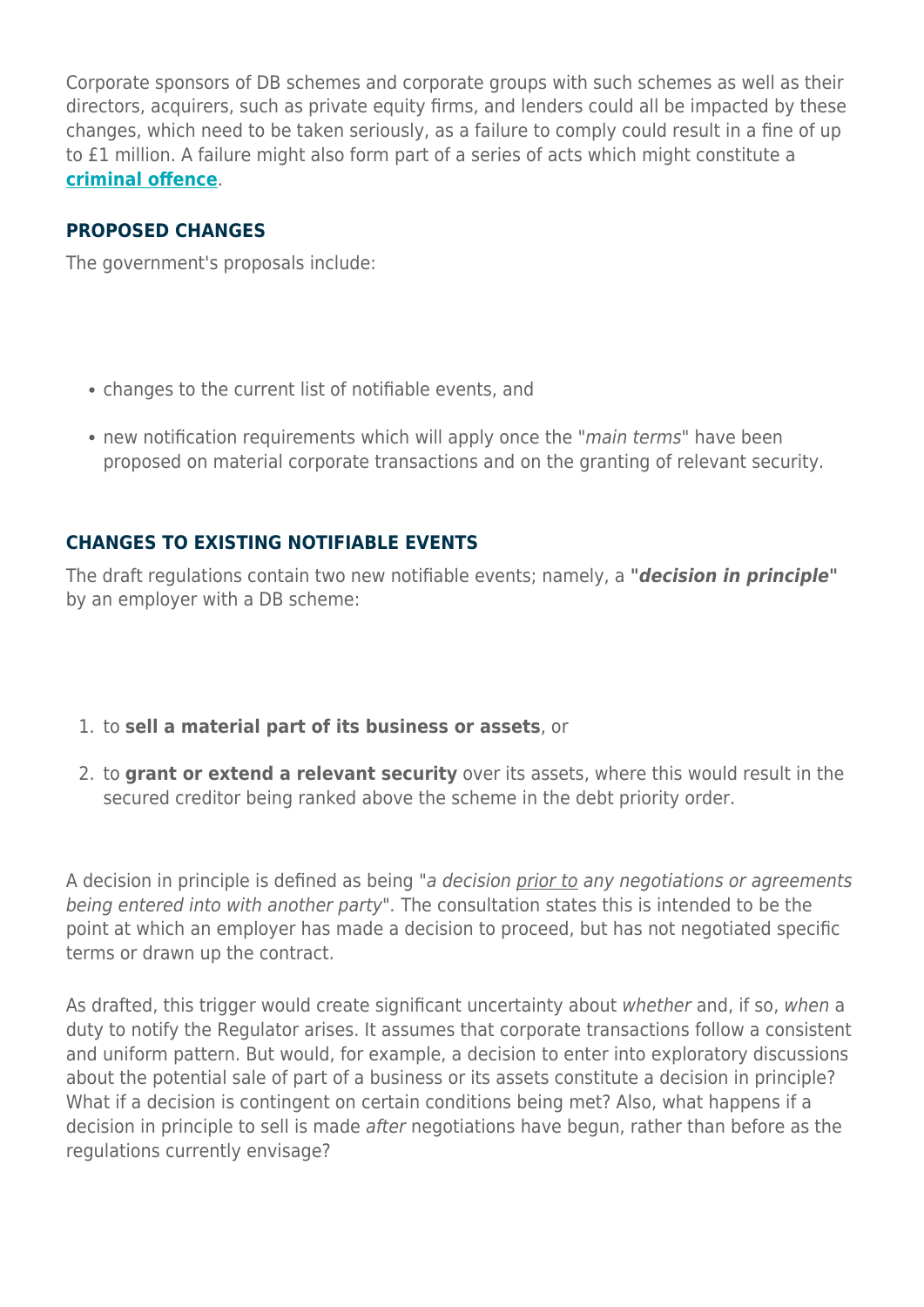Corporate sponsors of DB schemes and corporate groups with such schemes as well as their directors, acquirers, such as private equity firms, and lenders could all be impacted by these changes, which need to be taken seriously, as a failure to comply could result in a fine of up to £1 million. A failure might also form part of a series of acts which might constitute a **criminal offence**.

### PROPOSED CHANGES

The government's proposals include:

- changes to the current list of notifiable events, and
- new notification requirements which will apply once the "*main terms*" have been proposed on material corporate transactions and on the granting of relevant security.

### CHANGES TO EXISTING NOTIFIABLE EVENTS

The draft regulations contain two new notifiable events; namely, a **"*decision in principle*"** by an employer with a DB scheme:

1. to **sell a material part of its business or assets**, or
2. to **grant or extend a relevant security** over its assets, where this would result in the secured creditor being ranked above the scheme in the debt priority order.

A decision in principle is defined as being "*a decision prior to any negotiations or agreements being entered into with another party*". The consultation states this is intended to be the point at which an employer has made a decision to proceed, but has not negotiated specific terms or drawn up the contract.

As drafted, this trigger would create significant uncertainty about *whether* and, if so, *when* a duty to notify the Regulator arises. It assumes that corporate transactions follow a consistent and uniform pattern. But would, for example, a decision to enter into exploratory discussions about the potential sale of part of a business or its assets constitute a decision in principle? What if a decision is contingent on certain conditions being met? Also, what happens if a decision in principle to sell is made *after* negotiations have begun, rather than before as the regulations currently envisage?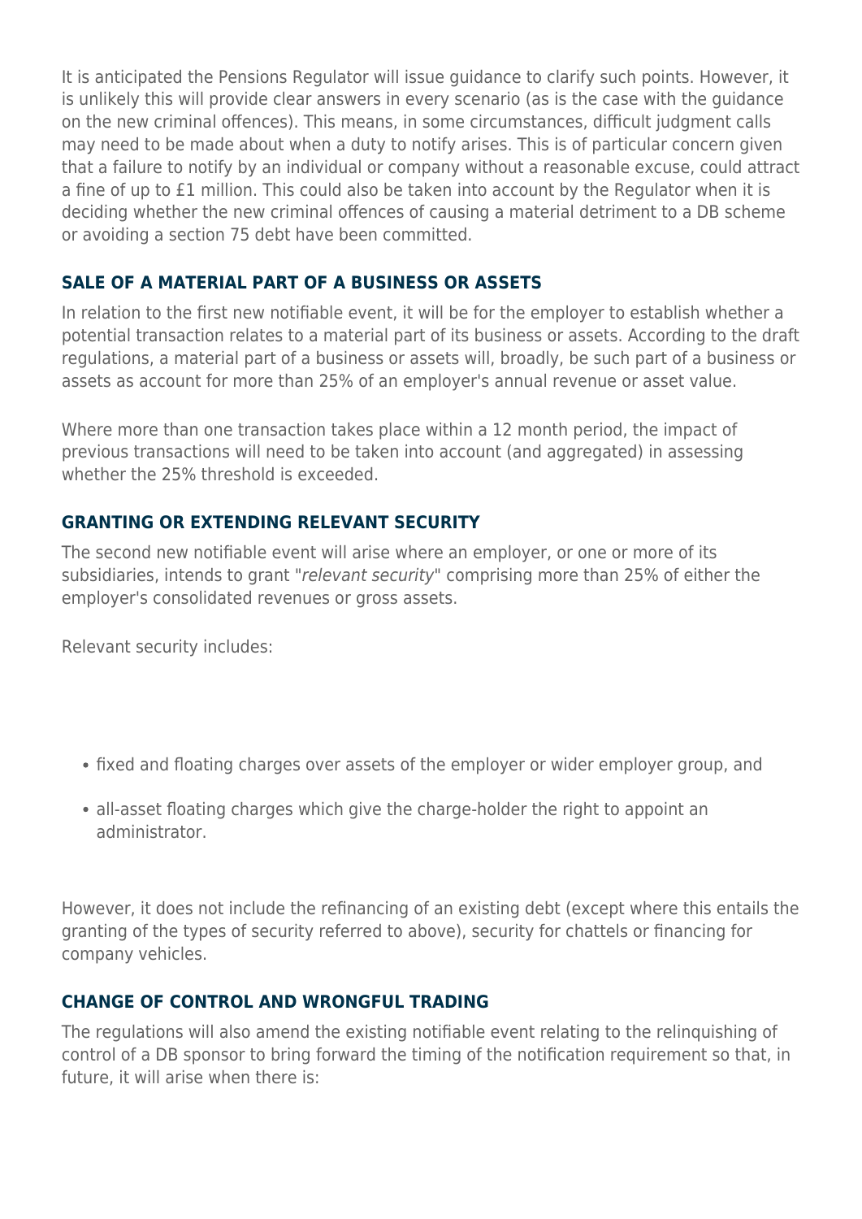It is anticipated the Pensions Regulator will issue guidance to clarify such points. However, it is unlikely this will provide clear answers in every scenario (as is the case with the guidance on the new criminal offences). This means, in some circumstances, difficult judgment calls may need to be made about when a duty to notify arises. This is of particular concern given that a failure to notify by an individual or company without a reasonable excuse, could attract a fine of up to £1 million. This could also be taken into account by the Regulator when it is deciding whether the new criminal offences of causing a material detriment to a DB scheme or avoiding a section 75 debt have been committed.

### SALE OF A MATERIAL PART OF A BUSINESS OR ASSETS

In relation to the first new notifiable event, it will be for the employer to establish whether a potential transaction relates to a material part of its business or assets. According to the draft regulations, a material part of a business or assets will, broadly, be such part of a business or assets as account for more than 25% of an employer's annual revenue or asset value.

Where more than one transaction takes place within a 12 month period, the impact of previous transactions will need to be taken into account (and aggregated) in assessing whether the 25% threshold is exceeded.

### GRANTING OR EXTENDING RELEVANT SECURITY

The second new notifiable event will arise where an employer, or one or more of its subsidiaries, intends to grant "*relevant security*" comprising more than 25% of either the employer's consolidated revenues or gross assets.

Relevant security includes:

- fixed and floating charges over assets of the employer or wider employer group, and
- all-asset floating charges which give the charge-holder the right to appoint an administrator.

However, it does not include the refinancing of an existing debt (except where this entails the granting of the types of security referred to above), security for chattels or financing for company vehicles.

### CHANGE OF CONTROL AND WRONGFUL TRADING

The regulations will also amend the existing notifiable event relating to the relinquishing of control of a DB sponsor to bring forward the timing of the notification requirement so that, in future, it will arise when there is: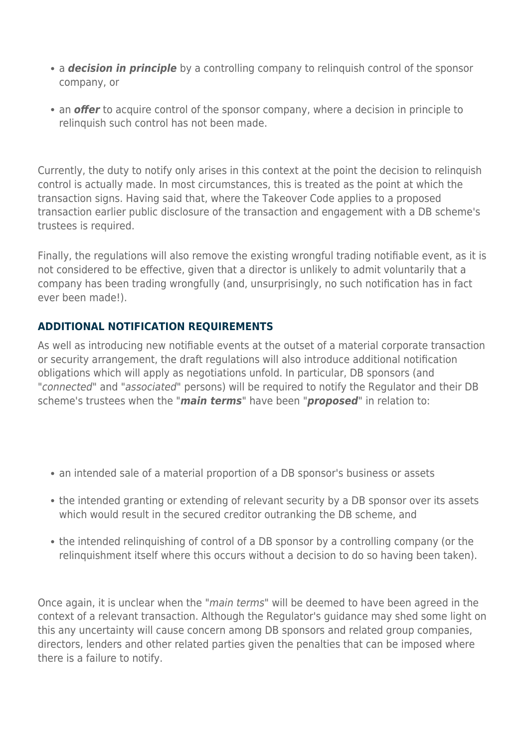- a ***decision in principle*** by a controlling company to relinquish control of the sponsor company, or
- an ***offer*** to acquire control of the sponsor company, where a decision in principle to relinquish such control has not been made.

Currently, the duty to notify only arises in this context at the point the decision to relinquish control is actually made. In most circumstances, this is treated as the point at which the transaction signs. Having said that, where the Takeover Code applies to a proposed transaction earlier public disclosure of the transaction and engagement with a DB scheme's trustees is required.

Finally, the regulations will also remove the existing wrongful trading notifiable event, as it is not considered to be effective, given that a director is unlikely to admit voluntarily that a company has been trading wrongfully (and, unsurprisingly, no such notification has in fact ever been made!).

## ADDITIONAL NOTIFICATION REQUIREMENTS

As well as introducing new notifiable events at the outset of a material corporate transaction or security arrangement, the draft regulations will also introduce additional notification obligations which will apply as negotiations unfold. In particular, DB sponsors (and "*connected*" and "*associated*" persons) will be required to notify the Regulator and their DB scheme's trustees when the "***main terms***" have been "***proposed***" in relation to:

- an intended sale of a material proportion of a DB sponsor's business or assets
- the intended granting or extending of relevant security by a DB sponsor over its assets which would result in the secured creditor outranking the DB scheme, and
- the intended relinquishing of control of a DB sponsor by a controlling company (or the relinquishment itself where this occurs without a decision to do so having been taken).

Once again, it is unclear when the "*main terms*" will be deemed to have been agreed in the context of a relevant transaction. Although the Regulator's guidance may shed some light on this any uncertainty will cause concern among DB sponsors and related group companies, directors, lenders and other related parties given the penalties that can be imposed where there is a failure to notify.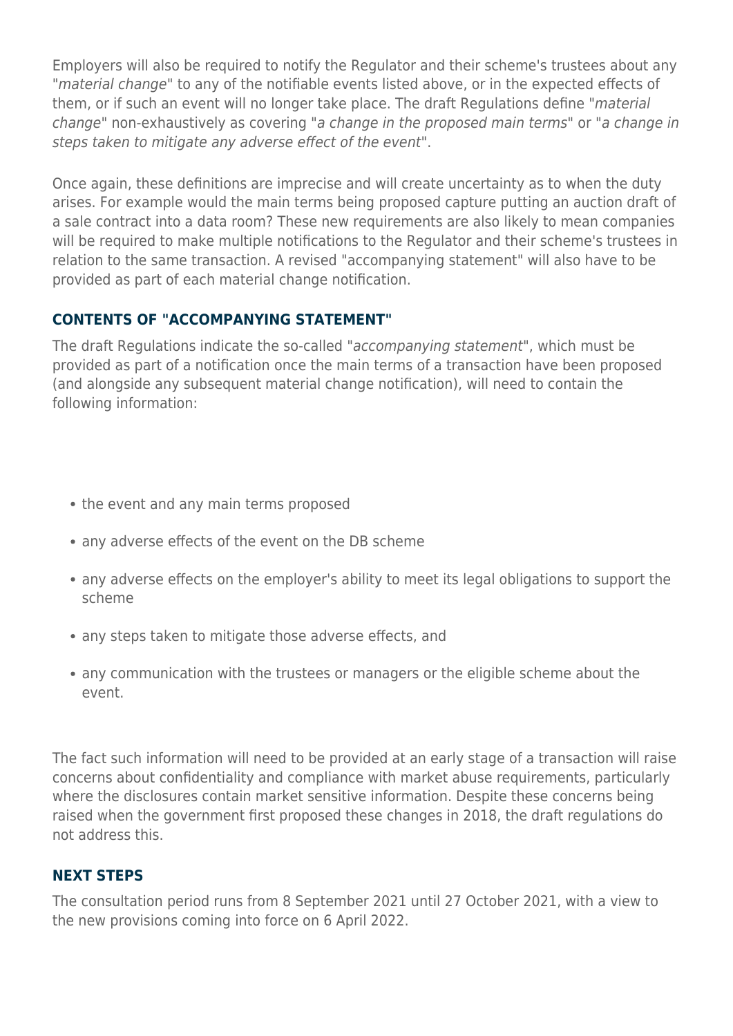Employers will also be required to notify the Regulator and their scheme's trustees about any "*material change*" to any of the notifiable events listed above, or in the expected effects of them, or if such an event will no longer take place. The draft Regulations define "*material change*" non-exhaustively as covering "*a change in the proposed main terms*" or "*a change in steps taken to mitigate any adverse effect of the event*".

Once again, these definitions are imprecise and will create uncertainty as to when the duty arises. For example would the main terms being proposed capture putting an auction draft of a sale contract into a data room? These new requirements are also likely to mean companies will be required to make multiple notifications to the Regulator and their scheme's trustees in relation to the same transaction. A revised "accompanying statement" will also have to be provided as part of each material change notification.

### CONTENTS OF "ACCOMPANYING STATEMENT"

The draft Regulations indicate the so-called "*accompanying statement*", which must be provided as part of a notification once the main terms of a transaction have been proposed (and alongside any subsequent material change notification), will need to contain the following information:

- the event and any main terms proposed
- any adverse effects of the event on the DB scheme
- any adverse effects on the employer's ability to meet its legal obligations to support the scheme
- any steps taken to mitigate those adverse effects, and
- any communication with the trustees or managers or the eligible scheme about the event.

The fact such information will need to be provided at an early stage of a transaction will raise concerns about confidentiality and compliance with market abuse requirements, particularly where the disclosures contain market sensitive information. Despite these concerns being raised when the government first proposed these changes in 2018, the draft regulations do not address this.

### NEXT STEPS

The consultation period runs from 8 September 2021 until 27 October 2021, with a view to the new provisions coming into force on 6 April 2022.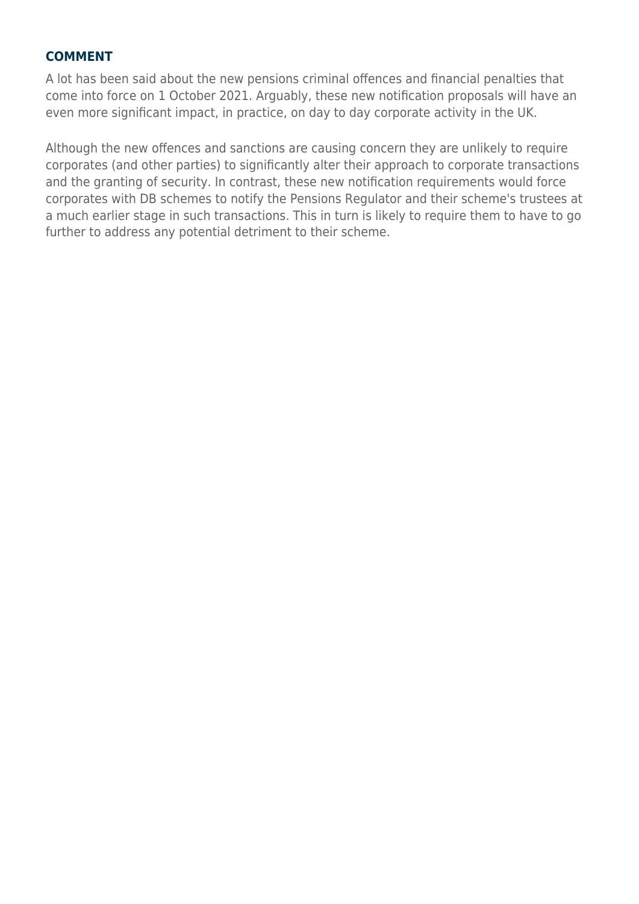## COMMENT

A lot has been said about the new pensions criminal offences and financial penalties that come into force on 1 October 2021. Arguably, these new notification proposals will have an even more significant impact, in practice, on day to day corporate activity in the UK.

Although the new offences and sanctions are causing concern they are unlikely to require corporates (and other parties) to significantly alter their approach to corporate transactions and the granting of security. In contrast, these new notification requirements would force corporates with DB schemes to notify the Pensions Regulator and their scheme's trustees at a much earlier stage in such transactions. This in turn is likely to require them to have to go further to address any potential detriment to their scheme.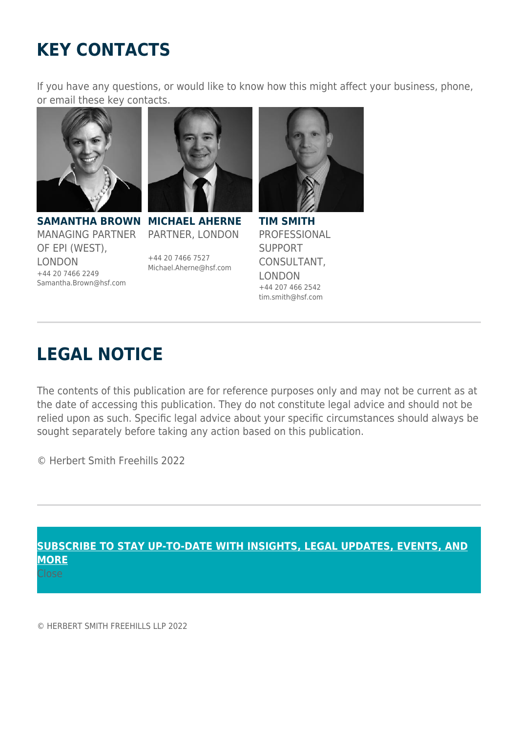# KEY CONTACTS

If you have any questions, or would like to know how this might affect your business, phone, or email these key contacts.

**SAMANTHA BROWN**
MANAGING PARTNER OF EPI (WEST), LONDON
+44 20 7466 2249
Samantha.Brown@hsf.com

**MICHAEL AHERNE**
PARTNER, LONDON

+44 20 7466 7527
Michael.Aherne@hsf.com

**TIM SMITH**
PROFESSIONAL SUPPORT CONSULTANT, LONDON
+44 207 466 2542
tim.smith@hsf.com

# LEGAL NOTICE

The contents of this publication are for reference purposes only and may not be current as at the date of accessing this publication. They do not constitute legal advice and should not be relied upon as such. Specific legal advice about your specific circumstances should always be sought separately before taking any action based on this publication.

© Herbert Smith Freehills 2022

**SUBSCRIBE TO STAY UP-TO-DATE WITH INSIGHTS, LEGAL UPDATES, EVENTS, AND MORE**

Close

© HERBERT SMITH FREEHILLS LLP 2022